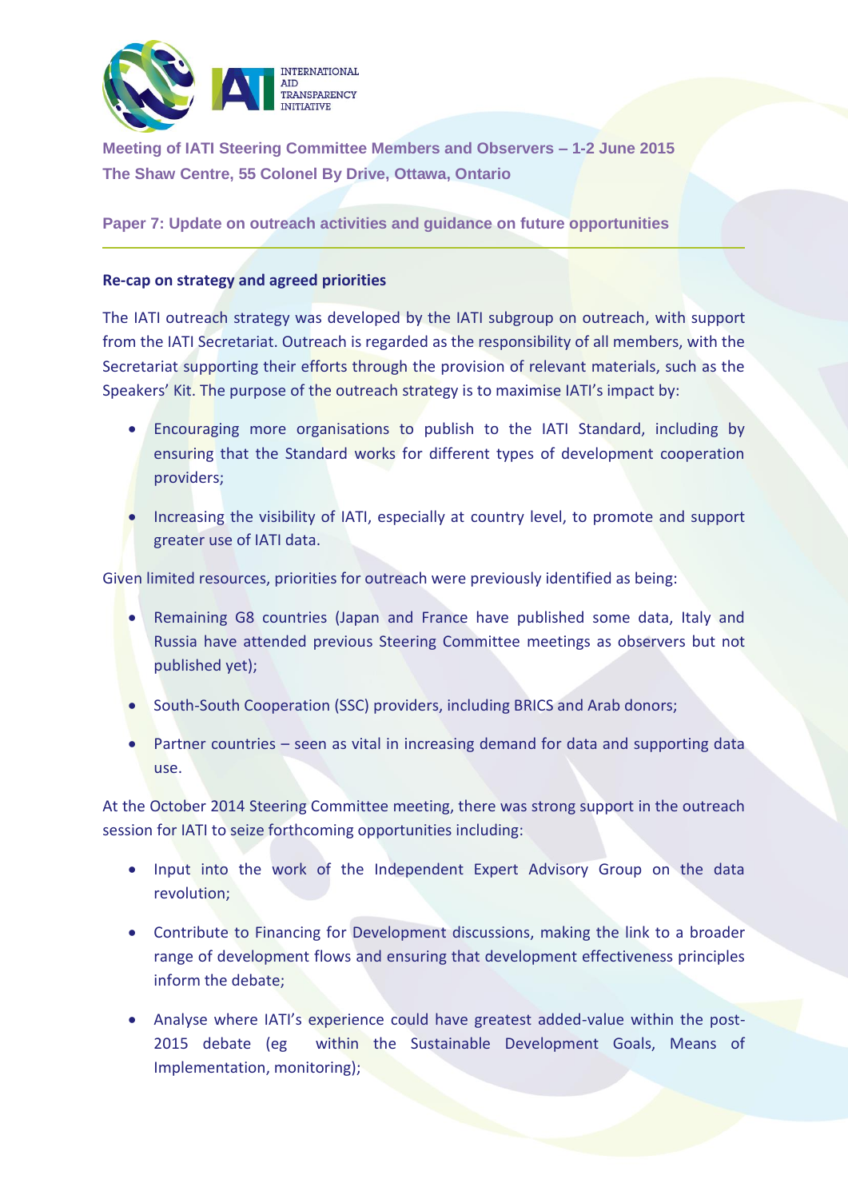Meeting of IATI Steering Committee Members and Observers – 1-2 June 2015
The Shaw Centre, 55 Colonel By Drive, Ottawa, Ontario

## Paper 7: Update on outreach activities and guidance on future opportunities

### Re-cap on strategy and agreed priorities

The IATI outreach strategy was developed by the IATI subgroup on outreach, with support from the IATI Secretariat. Outreach is regarded as the responsibility of all members, with the Secretariat supporting their efforts through the provision of relevant materials, such as the Speakers' Kit. The purpose of the outreach strategy is to maximise IATI's impact by:

- Encouraging more organisations to publish to the IATI Standard, including by ensuring that the Standard works for different types of development cooperation providers;
- Increasing the visibility of IATI, especially at country level, to promote and support greater use of IATI data.

Given limited resources, priorities for outreach were previously identified as being:

- Remaining G8 countries (Japan and France have published some data, Italy and Russia have attended previous Steering Committee meetings as observers but not published yet);
- South-South Cooperation (SSC) providers, including BRICS and Arab donors;
- Partner countries – seen as vital in increasing demand for data and supporting data use.

At the October 2014 Steering Committee meeting, there was strong support in the outreach session for IATI to seize forthcoming opportunities including:

- Input into the work of the Independent Expert Advisory Group on the data revolution;
- Contribute to Financing for Development discussions, making the link to a broader range of development flows and ensuring that development effectiveness principles inform the debate;
- Analyse where IATI's experience could have greatest added-value within the post-2015 debate (eg within the Sustainable Development Goals, Means of Implementation, monitoring);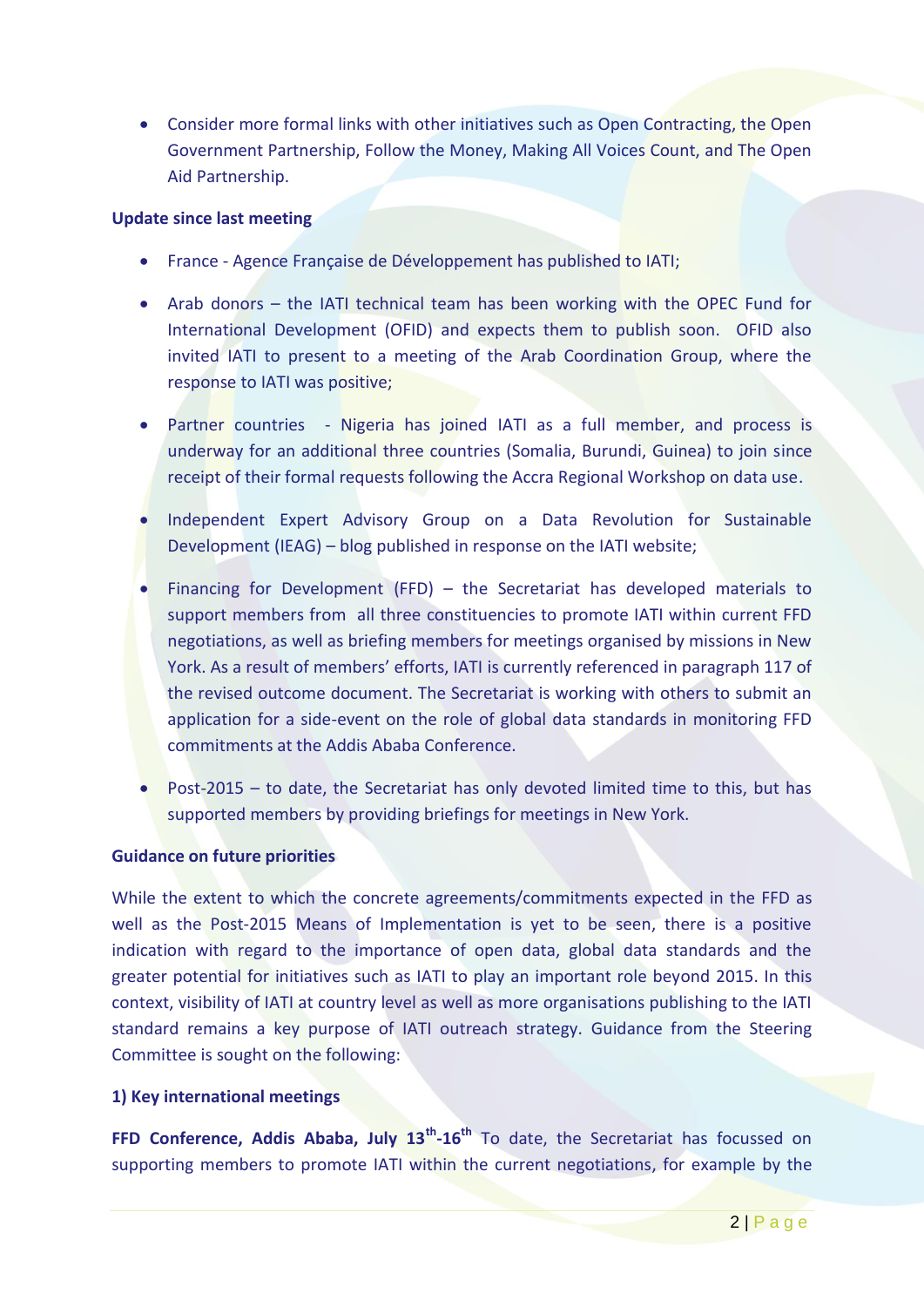- Consider more formal links with other initiatives such as Open Contracting, the Open Government Partnership, Follow the Money, Making All Voices Count, and The Open Aid Partnership.

**Update since last meeting**

- France - Agence Française de Développement has published to IATI;
- Arab donors – the IATI technical team has been working with the OPEC Fund for International Development (OFID) and expects them to publish soon. OFID also invited IATI to present to a meeting of the Arab Coordination Group, where the response to IATI was positive;
- Partner countries - Nigeria has joined IATI as a full member, and process is underway for an additional three countries (Somalia, Burundi, Guinea) to join since receipt of their formal requests following the Accra Regional Workshop on data use.
- Independent Expert Advisory Group on a Data Revolution for Sustainable Development (IEAG) – blog published in response on the IATI website;
- Financing for Development (FFD) – the Secretariat has developed materials to support members from all three constituencies to promote IATI within current FFD negotiations, as well as briefing members for meetings organised by missions in New York. As a result of members' efforts, IATI is currently referenced in paragraph 117 of the revised outcome document. The Secretariat is working with others to submit an application for a side-event on the role of global data standards in monitoring FFD commitments at the Addis Ababa Conference.
- Post-2015 – to date, the Secretariat has only devoted limited time to this, but has supported members by providing briefings for meetings in New York.

**Guidance on future priorities**

While the extent to which the concrete agreements/commitments expected in the FFD as well as the Post-2015 Means of Implementation is yet to be seen, there is a positive indication with regard to the importance of open data, global data standards and the greater potential for initiatives such as IATI to play an important role beyond 2015. In this context, visibility of IATI at country level as well as more organisations publishing to the IATI standard remains a key purpose of IATI outreach strategy. Guidance from the Steering Committee is sought on the following:

**1) Key international meetings**

**FFD Conference, Addis Ababa, July 13th-16th** To date, the Secretariat has focussed on supporting members to promote IATI within the current negotiations, for example by the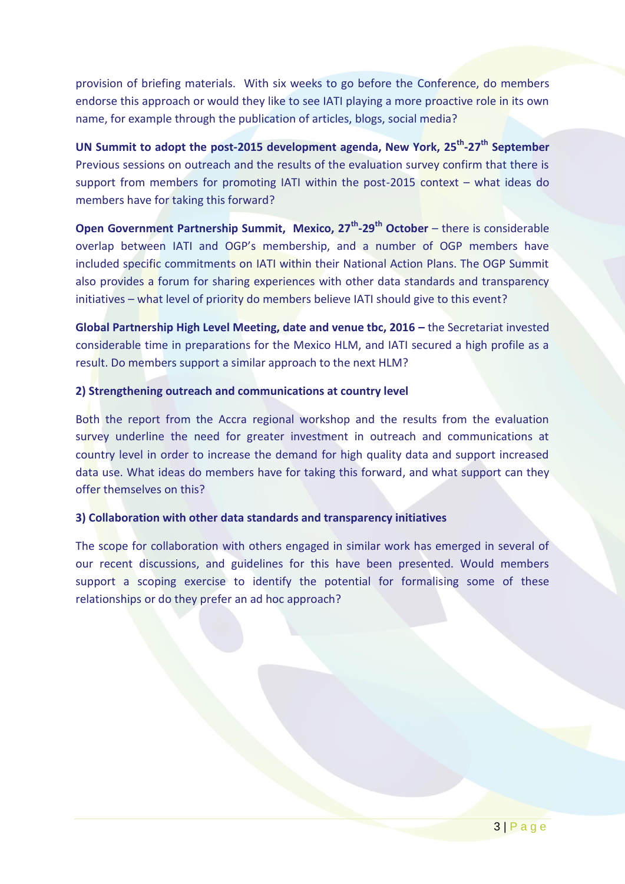provision of briefing materials. With six weeks to go before the Conference, do members endorse this approach or would they like to see IATI playing a more proactive role in its own name, for example through the publication of articles, blogs, social media?

**UN Summit to adopt the post-2015 development agenda, New York, 25th-27th September** Previous sessions on outreach and the results of the evaluation survey confirm that there is support from members for promoting IATI within the post-2015 context – what ideas do members have for taking this forward?

**Open Government Partnership Summit, Mexico, 27th-29th October** – there is considerable overlap between IATI and OGP's membership, and a number of OGP members have included specific commitments on IATI within their National Action Plans. The OGP Summit also provides a forum for sharing experiences with other data standards and transparency initiatives – what level of priority do members believe IATI should give to this event?

**Global Partnership High Level Meeting, date and venue tbc, 2016 –** the Secretariat invested considerable time in preparations for the Mexico HLM, and IATI secured a high profile as a result. Do members support a similar approach to the next HLM?

**2) Strengthening outreach and communications at country level**

Both the report from the Accra regional workshop and the results from the evaluation survey underline the need for greater investment in outreach and communications at country level in order to increase the demand for high quality data and support increased data use. What ideas do members have for taking this forward, and what support can they offer themselves on this?

**3) Collaboration with other data standards and transparency initiatives**

The scope for collaboration with others engaged in similar work has emerged in several of our recent discussions, and guidelines for this have been presented. Would members support a scoping exercise to identify the potential for formalising some of these relationships or do they prefer an ad hoc approach?